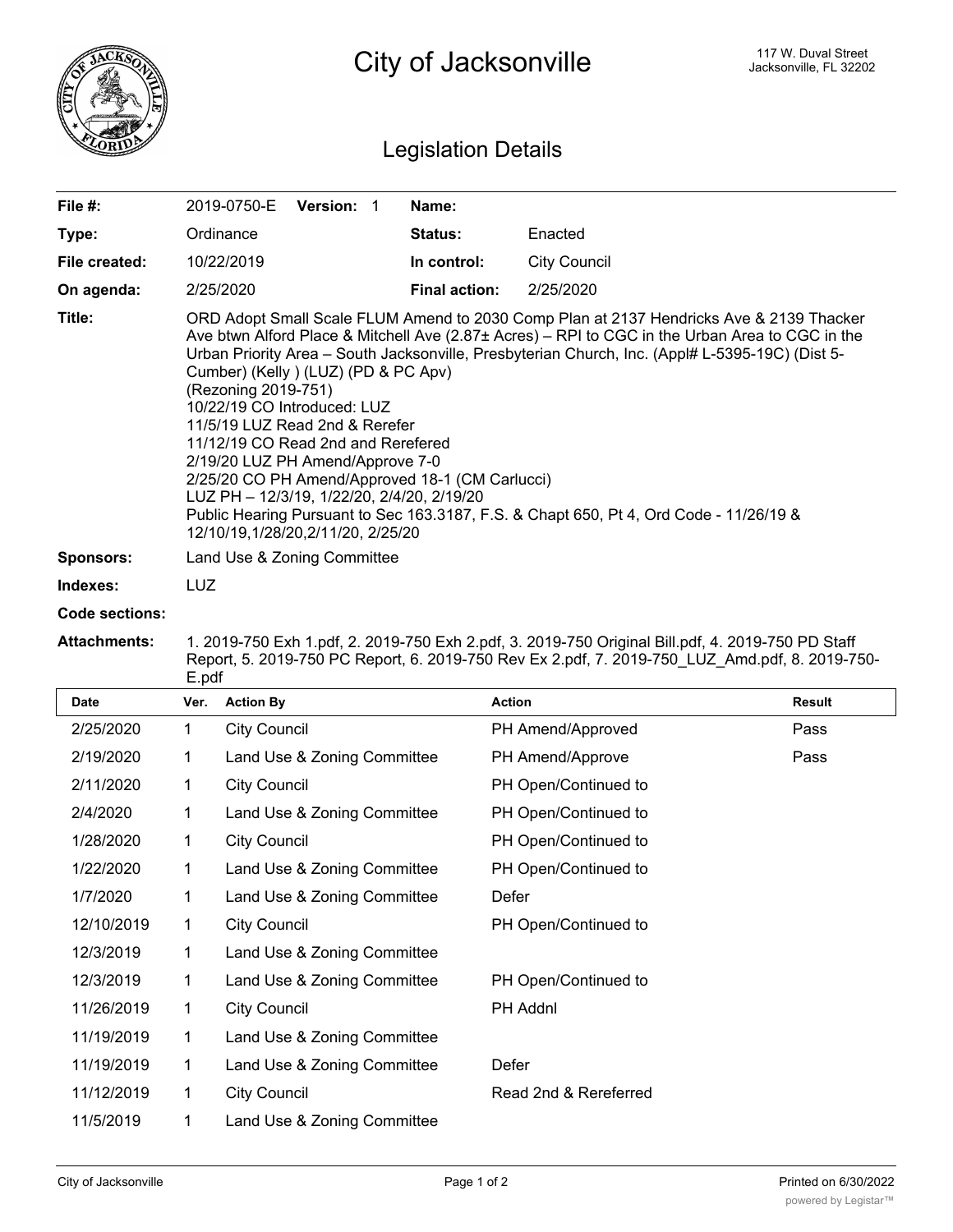# City of Jacksonville

117 W. Duval Street
Jacksonville, FL 32202

## Legislation Details

| | | | |
|---|---|---|---|
| **File #:** | 2019-0750-E **Version:** 1 | **Name:** | |
| **Type:** | Ordinance | **Status:** | Enacted |
| **File created:** | 10/22/2019 | **In control:** | City Council |
| **On agenda:** | 2/25/2020 | **Final action:** | 2/25/2020 |

**Title:** ORD Adopt Small Scale FLUM Amend to 2030 Comp Plan at 2137 Hendricks Ave & 2139 Thacker Ave btwn Alford Place & Mitchell Ave (2.87± Acres) – RPI to CGC in the Urban Area to CGC in the Urban Priority Area – South Jacksonville, Presbyterian Church, Inc. (Appl# L-5395-19C) (Dist 5-Cumber) (Kelly ) (LUZ) (PD & PC Apv)
(Rezoning 2019-751)
10/22/19 CO Introduced: LUZ
11/5/19 LUZ Read 2nd & Rerefer
11/12/19 CO Read 2nd and Rerefered
2/19/20 LUZ PH Amend/Approve 7-0
2/25/20 CO PH Amend/Approved 18-1 (CM Carlucci)
LUZ PH – 12/3/19, 1/22/20, 2/4/20, 2/19/20
Public Hearing Pursuant to Sec 163.3187, F.S. & Chapt 650, Pt 4, Ord Code - 11/26/19 & 12/10/19,1/28/20,2/11/20, 2/25/20

**Sponsors:** Land Use & Zoning Committee

**Indexes:** LUZ

**Code sections:**

**Attachments:** 1. 2019-750 Exh 1.pdf, 2. 2019-750 Exh 2.pdf, 3. 2019-750 Original Bill.pdf, 4. 2019-750 PD Staff Report, 5. 2019-750 PC Report, 6. 2019-750 Rev Ex 2.pdf, 7. 2019-750_LUZ_Amd.pdf, 8. 2019-750-E.pdf

| Date | Ver. | Action By | Action | Result |
|---|---|---|---|---|
| 2/25/2020 | 1 | City Council | PH Amend/Approved | Pass |
| 2/19/2020 | 1 | Land Use & Zoning Committee | PH Amend/Approve | Pass |
| 2/11/2020 | 1 | City Council | PH Open/Continued to | |
| 2/4/2020 | 1 | Land Use & Zoning Committee | PH Open/Continued to | |
| 1/28/2020 | 1 | City Council | PH Open/Continued to | |
| 1/22/2020 | 1 | Land Use & Zoning Committee | PH Open/Continued to | |
| 1/7/2020 | 1 | Land Use & Zoning Committee | Defer | |
| 12/10/2019 | 1 | City Council | PH Open/Continued to | |
| 12/3/2019 | 1 | Land Use & Zoning Committee | | |
| 12/3/2019 | 1 | Land Use & Zoning Committee | PH Open/Continued to | |
| 11/26/2019 | 1 | City Council | PH Addnl | |
| 11/19/2019 | 1 | Land Use & Zoning Committee | | |
| 11/19/2019 | 1 | Land Use & Zoning Committee | Defer | |
| 11/12/2019 | 1 | City Council | Read 2nd & Rereferred | |
| 11/5/2019 | 1 | Land Use & Zoning Committee | | |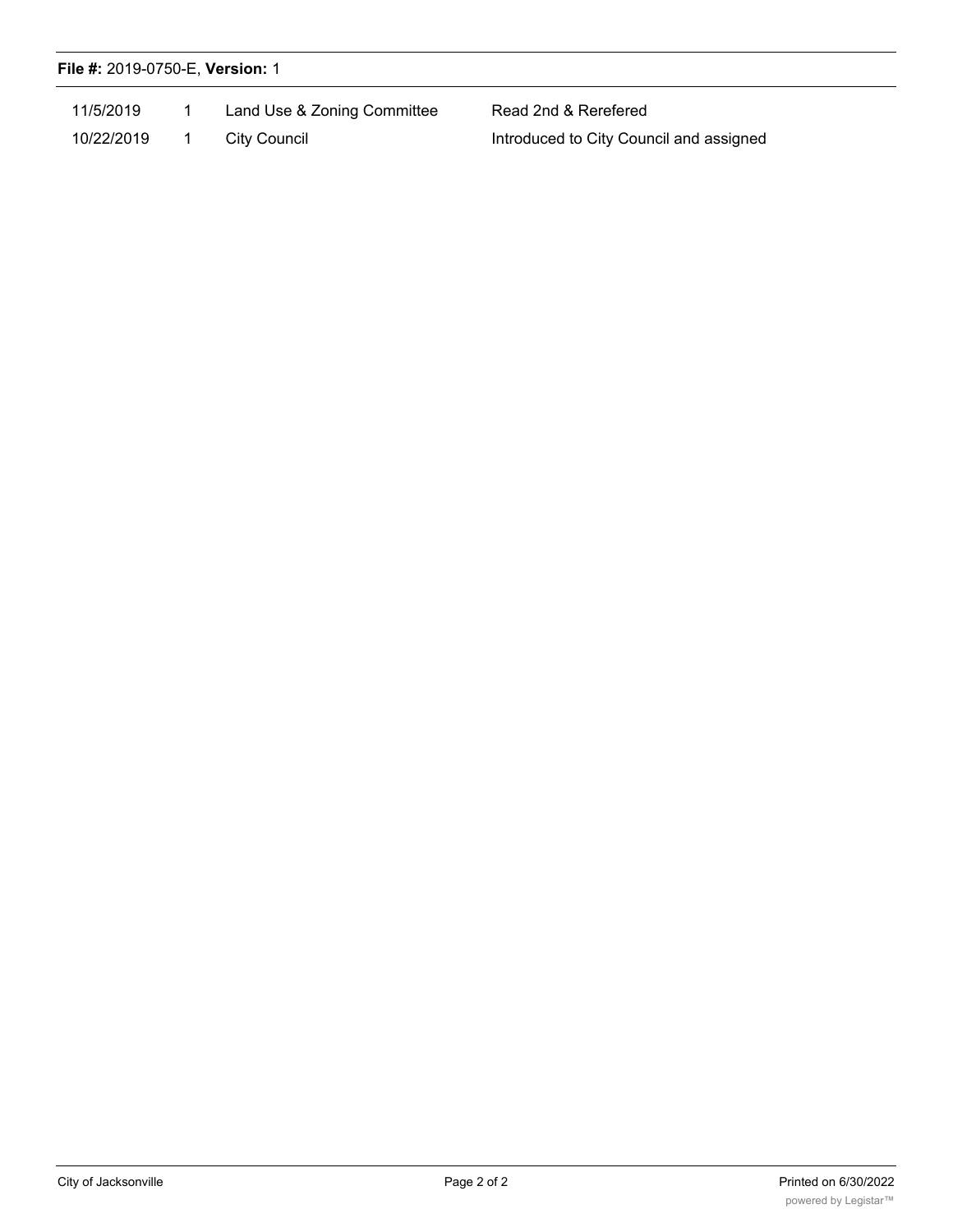**File #:** 2019-0750-E, **Version:** 1

| | | | |
|---|---|---|---|
| 11/5/2019 | 1 | Land Use & Zoning Committee | Read 2nd & Rerefered |
| 10/22/2019 | 1 | City Council | Introduced to City Council and assigned |